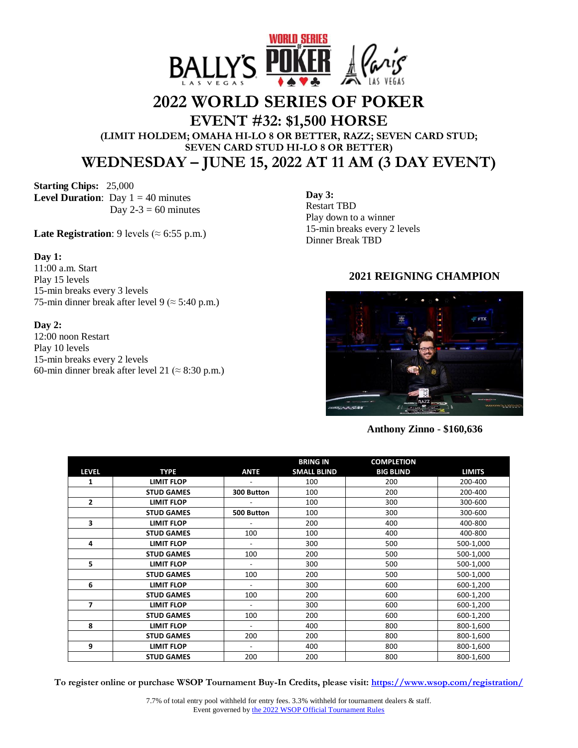# 2022 WORLD SERIES OF POKER

## EVENT #32: $1,500 HORSE

### (LIMIT HOLDEM; OMAHA HI-LO 8 OR BETTER, RAZZ; SEVEN CARD STUD; SEVEN CARD STUD HI-LO 8 OR BETTER)

## WEDNESDAY – JUNE 15, 2022 AT 11 AM (3 DAY EVENT)

**Starting Chips:** 25,000
**Level Duration**: Day 1 = 40 minutes
Day 2-3 = 60 minutes

**Late Registration**: 9 levels (≈ 6:55 p.m.)

**Day 1:**
11:00 a.m. Start
Play 15 levels
15-min breaks every 3 levels
75-min dinner break after level 9 (≈ 5:40 p.m.)

**Day 2:**
12:00 noon Restart
Play 10 levels
15-min breaks every 2 levels
60-min dinner break after level 21 (≈ 8:30 p.m.)

**Day 3:**
Restart TBD
Play down to a winner
15-min breaks every 2 levels
Dinner Break TBD

### 2021 REIGNING CHAMPION

**Anthony Zinno - $160,636**

| LEVEL | TYPE | ANTE | BRING IN SMALL BLIND | COMPLETION BIG BLIND | LIMITS |
|---|---|---|---|---|---|
| 1 | LIMIT FLOP | - | 100 | 200 | 200-400 |
| | STUD GAMES | 300 Button | 100 | 200 | 200-400 |
| 2 | LIMIT FLOP | - | 100 | 300 | 300-600 |
| | STUD GAMES | 500 Button | 100 | 300 | 300-600 |
| 3 | LIMIT FLOP | - | 200 | 400 | 400-800 |
| | STUD GAMES | 100 | 100 | 400 | 400-800 |
| 4 | LIMIT FLOP | - | 300 | 500 | 500-1,000 |
| | STUD GAMES | 100 | 200 | 500 | 500-1,000 |
| 5 | LIMIT FLOP | - | 300 | 500 | 500-1,000 |
| | STUD GAMES | 100 | 200 | 500 | 500-1,000 |
| 6 | LIMIT FLOP | - | 300 | 600 | 600-1,200 |
| | STUD GAMES | 100 | 200 | 600 | 600-1,200 |
| 7 | LIMIT FLOP | - | 300 | 600 | 600-1,200 |
| | STUD GAMES | 100 | 200 | 600 | 600-1,200 |
| 8 | LIMIT FLOP | - | 400 | 800 | 800-1,600 |
| | STUD GAMES | 200 | 200 | 800 | 800-1,600 |
| 9 | LIMIT FLOP | - | 400 | 800 | 800-1,600 |
| | STUD GAMES | 200 | 200 | 800 | 800-1,600 |

**To register online or purchase WSOP Tournament Buy-In Credits, please visit: https://www.wsop.com/registration/**

7.7% of total entry pool withheld for entry fees. 3.3% withheld for tournament dealers & staff.
Event governed by the 2022 WSOP Official Tournament Rules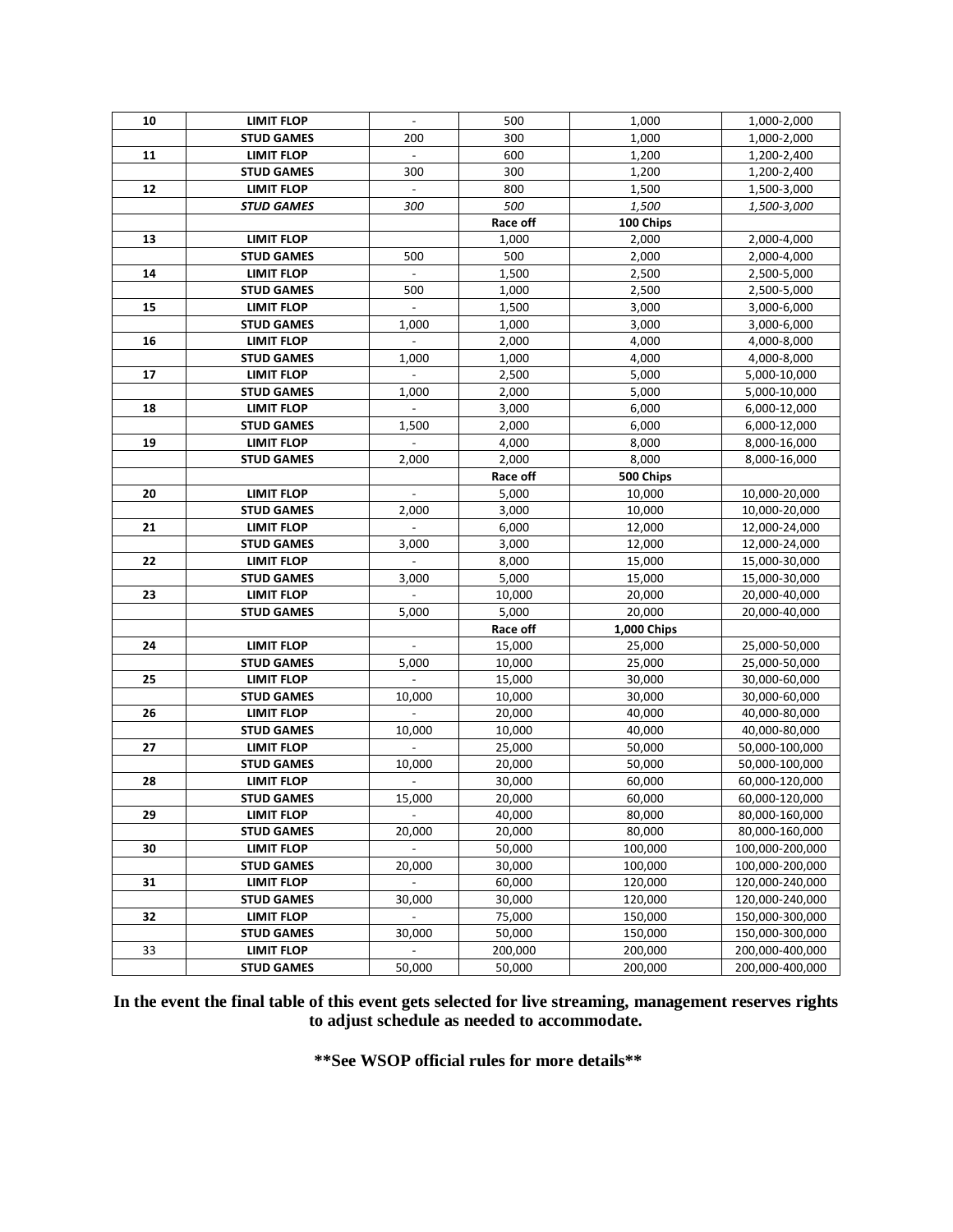| | | | | | |
|---|---|---|---|---|---|
| **10** | **LIMIT FLOP** | - | 500 | 1,000 | 1,000-2,000 |
| | **STUD GAMES** | 200 | 300 | 1,000 | 1,000-2,000 |
| **11** | **LIMIT FLOP** | - | 600 | 1,200 | 1,200-2,400 |
| | **STUD GAMES** | 300 | 300 | 1,200 | 1,200-2,400 |
| **12** | **LIMIT FLOP** | - | 800 | 1,500 | 1,500-3,000 |
| | ***STUD GAMES*** | *300* | *500* | *1,500* | *1,500-3,000* |
| | | | **Race off** | **100 Chips** | |
| **13** | **LIMIT FLOP** | | 1,000 | 2,000 | 2,000-4,000 |
| | **STUD GAMES** | 500 | 500 | 2,000 | 2,000-4,000 |
| **14** | **LIMIT FLOP** | - | 1,500 | 2,500 | 2,500-5,000 |
| | **STUD GAMES** | 500 | 1,000 | 2,500 | 2,500-5,000 |
| **15** | **LIMIT FLOP** | - | 1,500 | 3,000 | 3,000-6,000 |
| | **STUD GAMES** | 1,000 | 1,000 | 3,000 | 3,000-6,000 |
| **16** | **LIMIT FLOP** | - | 2,000 | 4,000 | 4,000-8,000 |
| | **STUD GAMES** | 1,000 | 1,000 | 4,000 | 4,000-8,000 |
| **17** | **LIMIT FLOP** | - | 2,500 | 5,000 | 5,000-10,000 |
| | **STUD GAMES** | 1,000 | 2,000 | 5,000 | 5,000-10,000 |
| **18** | **LIMIT FLOP** | - | 3,000 | 6,000 | 6,000-12,000 |
| | **STUD GAMES** | 1,500 | 2,000 | 6,000 | 6,000-12,000 |
| **19** | **LIMIT FLOP** | - | 4,000 | 8,000 | 8,000-16,000 |
| | **STUD GAMES** | 2,000 | 2,000 | 8,000 | 8,000-16,000 |
| | | | **Race off** | **500 Chips** | |
| **20** | **LIMIT FLOP** | - | 5,000 | 10,000 | 10,000-20,000 |
| | **STUD GAMES** | 2,000 | 3,000 | 10,000 | 10,000-20,000 |
| **21** | **LIMIT FLOP** | - | 6,000 | 12,000 | 12,000-24,000 |
| | **STUD GAMES** | 3,000 | 3,000 | 12,000 | 12,000-24,000 |
| **22** | **LIMIT FLOP** | - | 8,000 | 15,000 | 15,000-30,000 |
| | **STUD GAMES** | 3,000 | 5,000 | 15,000 | 15,000-30,000 |
| **23** | **LIMIT FLOP** | - | 10,000 | 20,000 | 20,000-40,000 |
| | **STUD GAMES** | 5,000 | 5,000 | 20,000 | 20,000-40,000 |
| | | | **Race off** | **1,000 Chips** | |
| **24** | **LIMIT FLOP** | - | 15,000 | 25,000 | 25,000-50,000 |
| | **STUD GAMES** | 5,000 | 10,000 | 25,000 | 25,000-50,000 |
| **25** | **LIMIT FLOP** | - | 15,000 | 30,000 | 30,000-60,000 |
| | **STUD GAMES** | 10,000 | 10,000 | 30,000 | 30,000-60,000 |
| **26** | **LIMIT FLOP** | - | 20,000 | 40,000 | 40,000-80,000 |
| | **STUD GAMES** | 10,000 | 10,000 | 40,000 | 40,000-80,000 |
| **27** | **LIMIT FLOP** | - | 25,000 | 50,000 | 50,000-100,000 |
| | **STUD GAMES** | 10,000 | 20,000 | 50,000 | 50,000-100,000 |
| **28** | **LIMIT FLOP** | - | 30,000 | 60,000 | 60,000-120,000 |
| | **STUD GAMES** | 15,000 | 20,000 | 60,000 | 60,000-120,000 |
| **29** | **LIMIT FLOP** | - | 40,000 | 80,000 | 80,000-160,000 |
| | **STUD GAMES** | 20,000 | 20,000 | 80,000 | 80,000-160,000 |
| **30** | **LIMIT FLOP** | - | 50,000 | 100,000 | 100,000-200,000 |
| | **STUD GAMES** | 20,000 | 30,000 | 100,000 | 100,000-200,000 |
| **31** | **LIMIT FLOP** | - | 60,000 | 120,000 | 120,000-240,000 |
| | **STUD GAMES** | 30,000 | 30,000 | 120,000 | 120,000-240,000 |
| **32** | **LIMIT FLOP** | - | 75,000 | 150,000 | 150,000-300,000 |
| | **STUD GAMES** | 30,000 | 50,000 | 150,000 | 150,000-300,000 |
| 33 | **LIMIT FLOP** | - | 200,000 | 200,000 | 200,000-400,000 |
| | **STUD GAMES** | 50,000 | 50,000 | 200,000 | 200,000-400,000 |

**In the event the final table of this event gets selected for live streaming, management reserves rights to adjust schedule as needed to accommodate.**

****See WSOP official rules for more details****